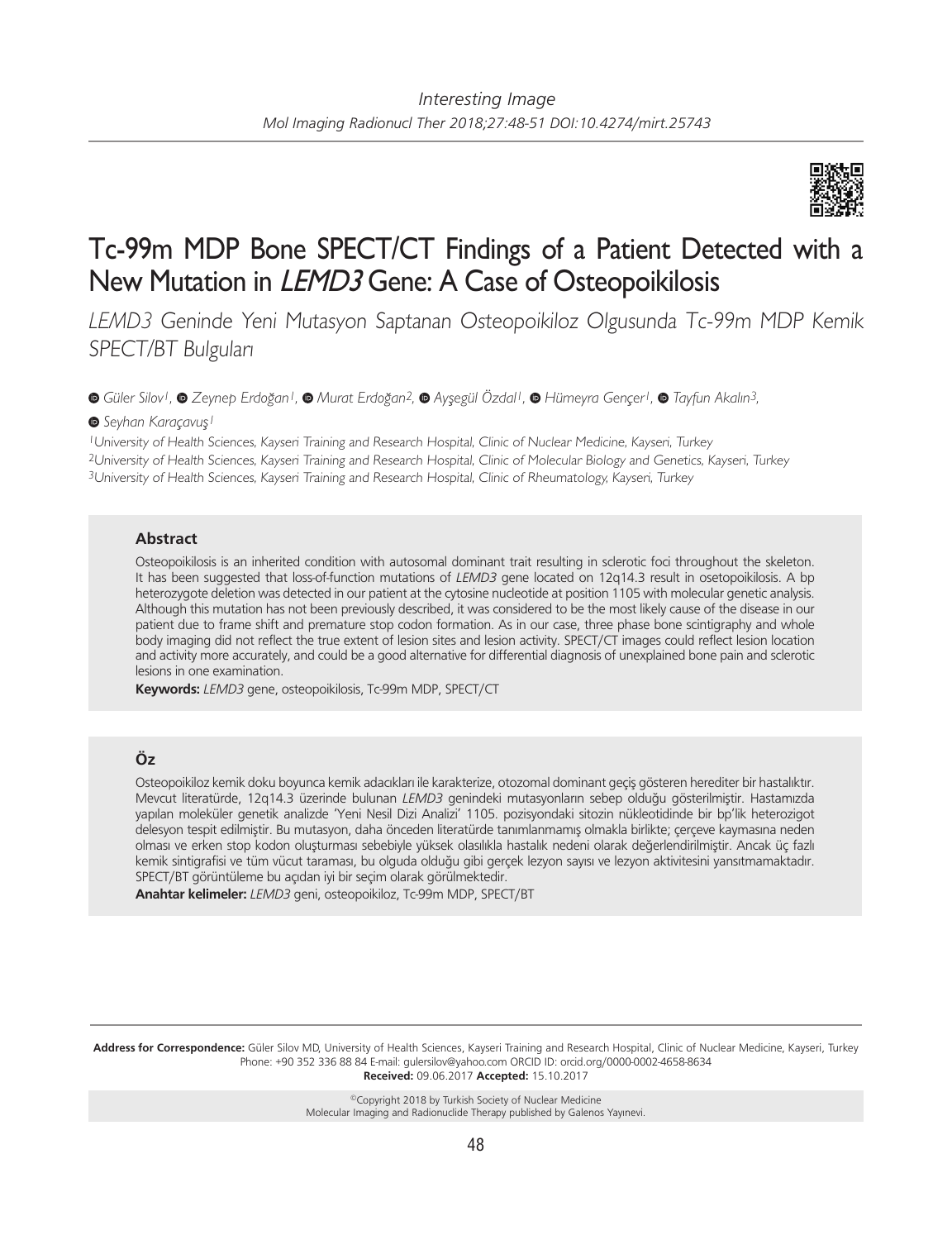*Interesting Image*

# Tc-99m MDP Bone SPECT/CT Findings of a Patient Detected with a New Mutation in *LEMD3* Gene: A Case of Osteopoikilosis

*LEMD3 Geninde Yeni Mutasyon Saptanan Osteopoikiloz Olgusunda Tc-99m MDP Kemik SPECT/BT Bulguları*

*Güler Silov[1], Zeynep Erdoğan[1], Murat Erdoğan[2], Ayşegül Özdal[1], Hümeyra Gençer[1], Tayfun Akalın[3], Seyhan Karaçavuş[1]*

[1]University of Health Sciences, Kayseri Training and Research Hospital, Clinic of Nuclear Medicine, Kayseri, Turkey
[2]University of Health Sciences, Kayseri Training and Research Hospital, Clinic of Molecular Biology and Genetics, Kayseri, Turkey
[3]University of Health Sciences, Kayseri Training and Research Hospital, Clinic of Rheumatology, Kayseri, Turkey

## Abstract

Osteopoikilosis is an inherited condition with autosomal dominant trait resulting in sclerotic foci throughout the skeleton. It has been suggested that loss-of-function mutations of *LEMD3* gene located on 12q14.3 result in osetopoikilosis. A bp heterozygote deletion was detected in our patient at the cytosine nucleotide at position 1105 with molecular genetic analysis. Although this mutation has not been previously described, it was considered to be the most likely cause of the disease in our patient due to frame shift and premature stop codon formation. As in our case, three phase bone scintigraphy and whole body imaging did not reflect the true extent of lesion sites and lesion activity. SPECT/CT images could reflect lesion location and activity more accurately, and could be a good alternative for differential diagnosis of unexplained bone pain and sclerotic lesions in one examination.

**Keywords:** *LEMD3* gene, osteopoikilosis, Tc-99m MDP, SPECT/CT

## Öz

Osteopoikiloz kemik doku boyunca kemik adacıkları ile karakterize, otozomal dominant geçiş gösteren herediter bir hastalıktır. Mevcut literatürde, 12q14.3 üzerinde bulunan *LEMD3* genindeki mutasyonların sebep olduğu gösterilmiştir. Hastamızda yapılan moleküler genetik analizde 'Yeni Nesil Dizi Analizi' 1105. pozisyondaki sitozin nükleotidinde bir bp'lik heterozigot delesyon tespit edilmiştir. Bu mutasyon, daha önceden literatürde tanımlanmamış olmakla birlikte; çerçeve kaymasına neden olması ve erken stop kodon oluşturması sebebiyle yüksek olasılıkla hastalık nedeni olarak değerlendirilmiştir. Ancak üç fazlı kemik sintigrafisi ve tüm vücut taraması, bu olguda olduğu gibi gerçek lezyon sayısı ve lezyon aktivitesini yansıtmamaktadır. SPECT/BT görüntüleme bu açıdan iyi bir seçim olarak görülmektedir.

**Anahtar kelimeler:** *LEMD3* geni, osteopoikiloz, Tc-99m MDP, SPECT/BT

**Address for Correspondence:** Güler Silov MD, University of Health Sciences, Kayseri Training and Research Hospital, Clinic of Nuclear Medicine, Kayseri, Turkey
Phone: +90 352 336 88 84 E-mail: gulersilov@yahoo.com ORCID ID: orcid.org/0000-0002-4658-8634
**Received:** 09.06.2017 **Accepted:** 15.10.2017

©Copyright 2018 by Turkish Society of Nuclear Medicine
Molecular Imaging and Radionuclide Therapy published by Galenos Yayınevi.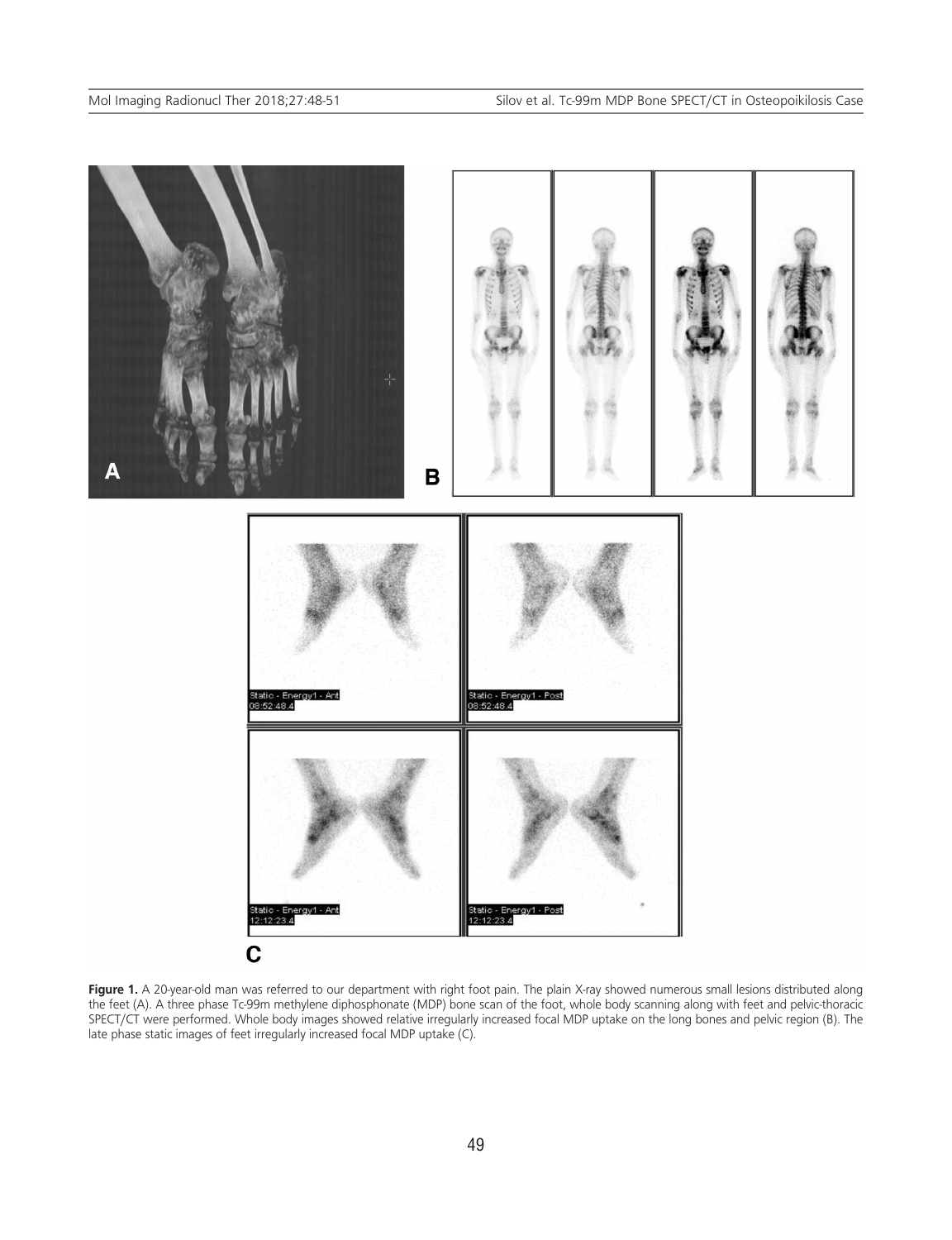**Figure 1.** A 20-year-old man was referred to our department with right foot pain. The plain X-ray showed numerous small lesions distributed along the feet (A). A three phase Tc-99m methylene diphosphonate (MDP) bone scan of the foot, whole body scanning along with feet and pelvic-thoracic SPECT/CT were performed. Whole body images showed relative irregularly increased focal MDP uptake on the long bones and pelvic region (B). The late phase static images of feet irregularly increased focal MDP uptake (C).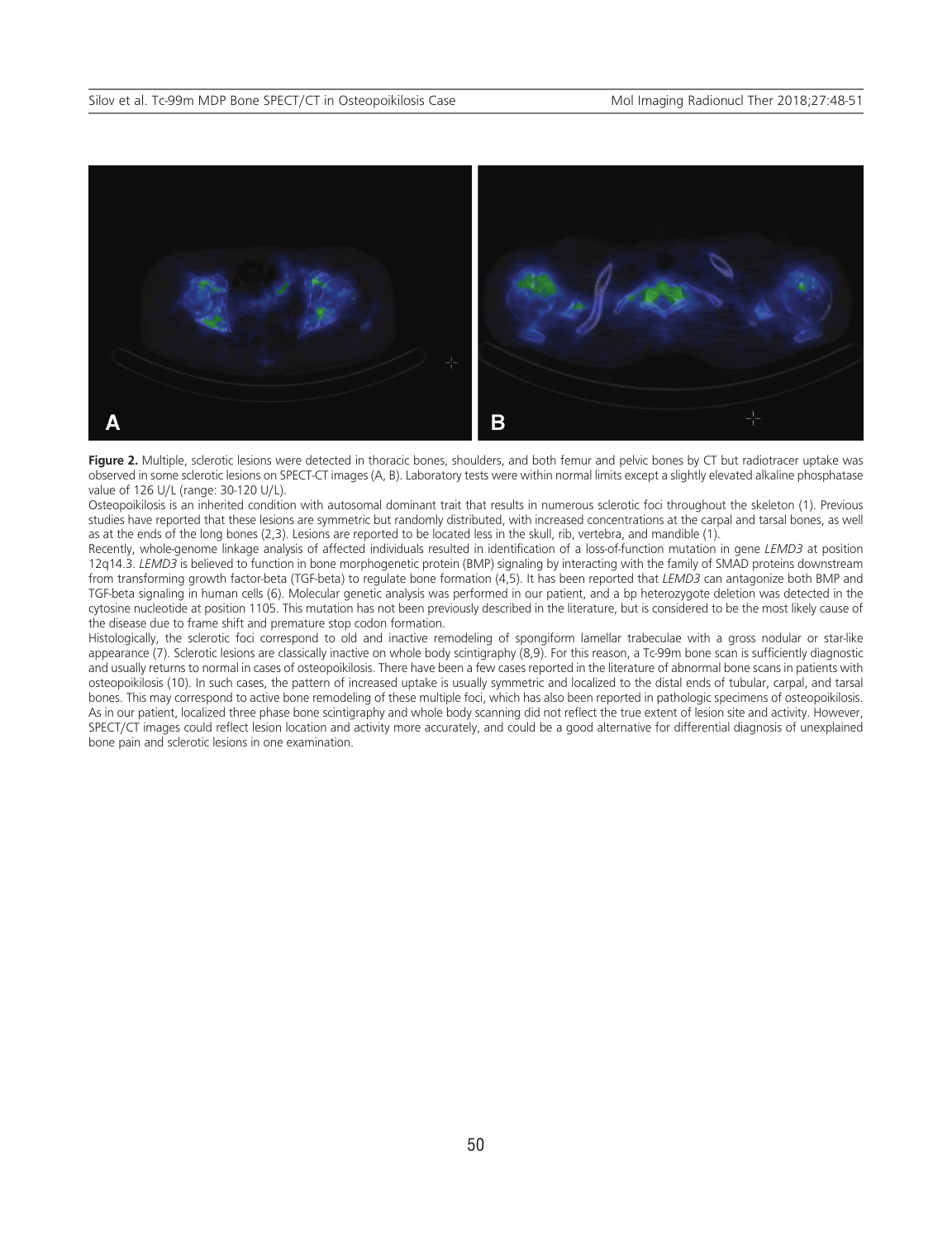**Figure 2.** Multiple, sclerotic lesions were detected in thoracic bones, shoulders, and both femur and pelvic bones by CT but radiotracer uptake was observed in some sclerotic lesions on SPECT-CT images (A, B). Laboratory tests were within normal limits except a slightly elevated alkaline phosphatase value of 126 U/L (range: 30-120 U/L).

Osteopoikilosis is an inherited condition with autosomal dominant trait that results in numerous sclerotic foci throughout the skeleton (1). Previous studies have reported that these lesions are symmetric but randomly distributed, with increased concentrations at the carpal and tarsal bones, as well as at the ends of the long bones (2,3). Lesions are reported to be located less in the skull, rib, vertebra, and mandible (1).

Recently, whole-genome linkage analysis of affected individuals resulted in identification of a loss-of-function mutation in gene *LEMD3* at position 12q14.3. *LEMD3* is believed to function in bone morphogenetic protein (BMP) signaling by interacting with the family of SMAD proteins downstream from transforming growth factor-beta (TGF-beta) to regulate bone formation (4,5). It has been reported that *LEMD3* can antagonize both BMP and TGF-beta signaling in human cells (6). Molecular genetic analysis was performed in our patient, and a bp heterozygote deletion was detected in the cytosine nucleotide at position 1105. This mutation has not been previously described in the literature, but is considered to be the most likely cause of the disease due to frame shift and premature stop codon formation.

Histologically, the sclerotic foci correspond to old and inactive remodeling of spongiform lamellar trabeculae with a gross nodular or star-like appearance (7). Sclerotic lesions are classically inactive on whole body scintigraphy (8,9). For this reason, a Tc-99m bone scan is sufficiently diagnostic and usually returns to normal in cases of osteopoikilosis. There have been a few cases reported in the literature of abnormal bone scans in patients with osteopoikilosis (10). In such cases, the pattern of increased uptake is usually symmetric and localized to the distal ends of tubular, carpal, and tarsal bones. This may correspond to active bone remodeling of these multiple foci, which has also been reported in pathologic specimens of osteopoikilosis. As in our patient, localized three phase bone scintigraphy and whole body scanning did not reflect the true extent of lesion site and activity. However, SPECT/CT images could reflect lesion location and activity more accurately, and could be a good alternative for differential diagnosis of unexplained bone pain and sclerotic lesions in one examination.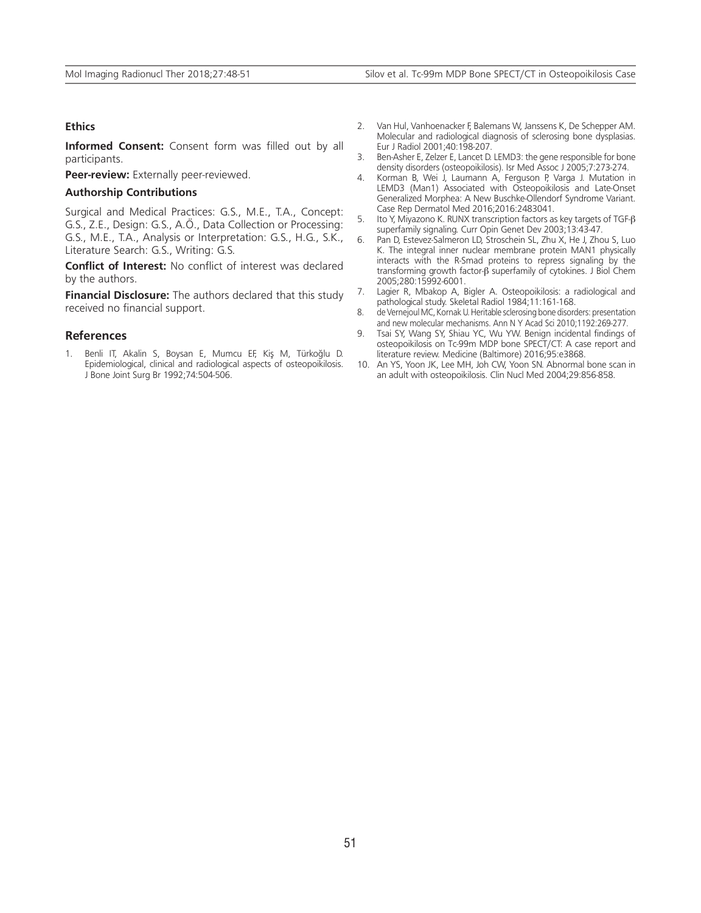### Ethics

**Informed Consent:** Consent form was filled out by all participants.

**Peer-review:** Externally peer-reviewed.

### Authorship Contributions

Surgical and Medical Practices: G.S., M.E., T.A., Concept: G.S., Z.E., Design: G.S., A.Ö., Data Collection or Processing: G.S., M.E., T.A., Analysis or Interpretation: G.S., H.G., S.K., Literature Search: G.S., Writing: G.S.

**Conflict of Interest:** No conflict of interest was declared by the authors.

**Financial Disclosure:** The authors declared that this study received no financial support.

## References

1. Benli IT, Akalin S, Boysan E, Mumcu EF, Kiş M, Türkoğlu D. Epidemiological, clinical and radiological aspects of osteopoikilosis. J Bone Joint Surg Br 1992;74:504-506.
2. Van Hul, Vanhoenacker F, Balemans W, Janssens K, De Schepper AM. Molecular and radiological diagnosis of sclerosing bone dysplasias. Eur J Radiol 2001;40:198-207.
3. Ben-Asher E, Zelzer E, Lancet D. LEMD3: the gene responsible for bone density disorders (osteopoikilosis). Isr Med Assoc J 2005;7:273-274.
4. Korman B, Wei J, Laumann A, Ferguson P, Varga J. Mutation in LEMD3 (Man1) Associated with Osteopoikilosis and Late-Onset Generalized Morphea: A New Buschke-Ollendorf Syndrome Variant. Case Rep Dermatol Med 2016;2016:2483041.
5. Ito Y, Miyazono K. RUNX transcription factors as key targets of TGF-β superfamily signaling. Curr Opin Genet Dev 2003;13:43-47.
6. Pan D, Estevez-Salmeron LD, Stroschein SL, Zhu X, He J, Zhou S, Luo K. The integral inner nuclear membrane protein MAN1 physically interacts with the R-Smad proteins to repress signaling by the transforming growth factor-β superfamily of cytokines. J Biol Chem 2005;280:15992-6001.
7. Lagier R, Mbakop A, Bigler A. Osteopoikilosis: a radiological and pathological study. Skeletal Radiol 1984;11:161-168.
8. de Vernejoul MC, Kornak U. Heritable sclerosing bone disorders: presentation and new molecular mechanisms. Ann N Y Acad Sci 2010;1192:269-277.
9. Tsai SY, Wang SY, Shiau YC, Wu YW. Benign incidental findings of osteopoikilosis on Tc-99m MDP bone SPECT/CT: A case report and literature review. Medicine (Baltimore) 2016;95:e3868.
10. An YS, Yoon JK, Lee MH, Joh CW, Yoon SN. Abnormal bone scan in an adult with osteopoikilosis. Clin Nucl Med 2004;29:856-858.